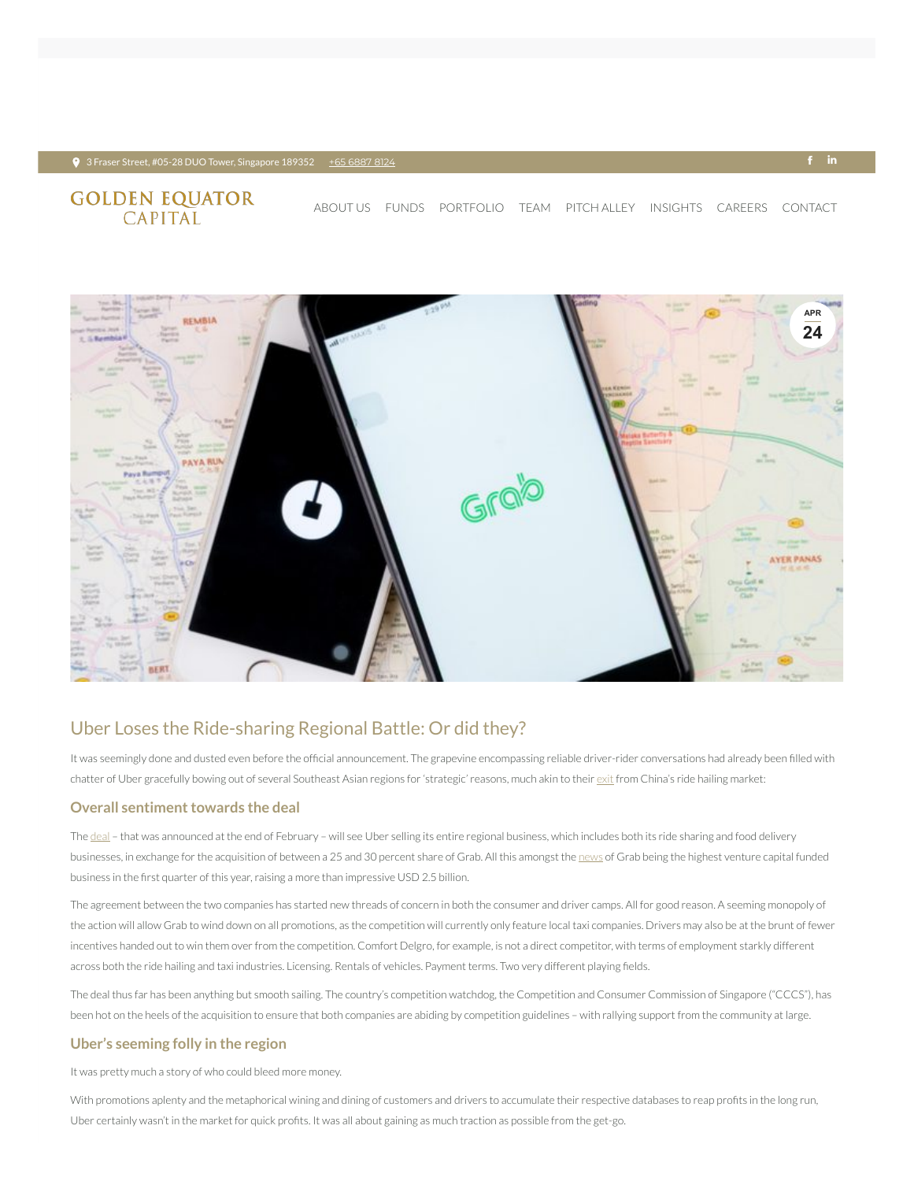3 Fraser Street, #05-28 DUO Tower, Singapore 189352 +65 6887 8124

GOLDEN EQUATOR CAPITAL

ABOUT US FUNDS PORTFOLIO TEAM PITCH ALLEY INSIGHTS CAREERS CONTACT

APR 24

# Uber Loses the Ride-sharing Regional Battle: Or did they?

It was seemingly done and dusted even before the official announcement. The grapevine encompassing reliable driver-rider conversations had already been filled with chatter of Uber gracefully bowing out of several Southeast Asian regions for 'strategic' reasons, much akin to their exit from China's ride hailing market:

## Overall sentiment towards the deal

The deal – that was announced at the end of February – will see Uber selling its entire regional business, which includes both its ride sharing and food delivery businesses, in exchange for the acquisition of between a 25 and 30 percent share of Grab. All this amongst the news of Grab being the highest venture capital funded business in the first quarter of this year, raising a more than impressive USD 2.5 billion.

The agreement between the two companies has started new threads of concern in both the consumer and driver camps. All for good reason. A seeming monopoly of the action will allow Grab to wind down on all promotions, as the competition will currently only feature local taxi companies. Drivers may also be at the brunt of fewer incentives handed out to win them over from the competition. Comfort Delgro, for example, is not a direct competitor, with terms of employment starkly different across both the ride hailing and taxi industries. Licensing. Rentals of vehicles. Payment terms. Two very different playing fields.

The deal thus far has been anything but smooth sailing. The country's competition watchdog, the Competition and Consumer Commission of Singapore ("CCCS"), has been hot on the heels of the acquisition to ensure that both companies are abiding by competition guidelines – with rallying support from the community at large.

## Uber's seeming folly in the region

It was pretty much a story of who could bleed more money.

With promotions aplenty and the metaphorical wining and dining of customers and drivers to accumulate their respective databases to reap profits in the long run, Uber certainly wasn't in the market for quick profits. It was all about gaining as much traction as possible from the get-go.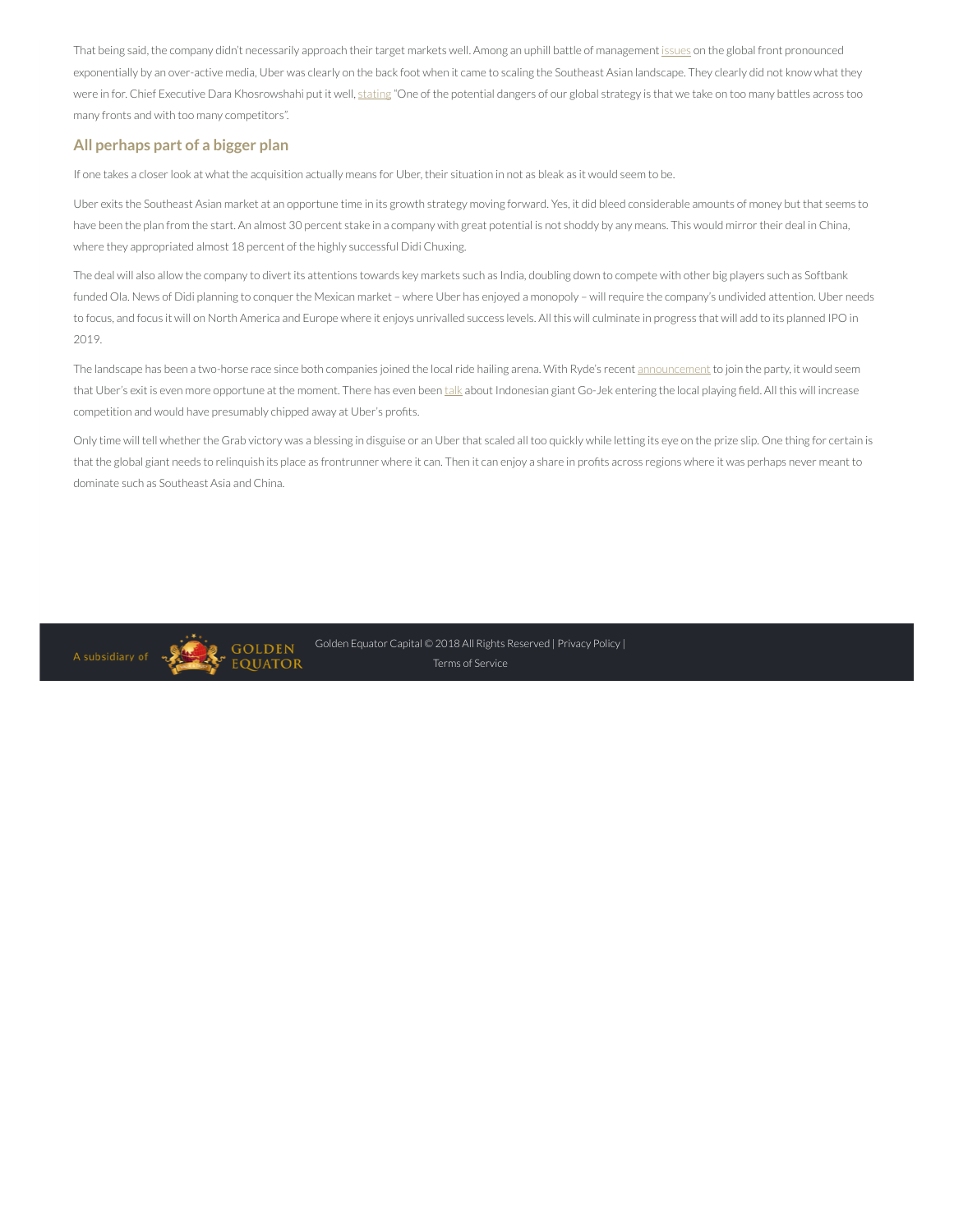That being said, the company didn't necessarily approach their target markets well. Among an uphill battle of management issues on the global front pronounced exponentially by an over-active media, Uber was clearly on the back foot when it came to scaling the Southeast Asian landscape. They clearly did not know what they were in for. Chief Executive Dara Khosrowshahi put it well, stating "One of the potential dangers of our global strategy is that we take on too many battles across too many fronts and with too many competitors".

## All perhaps part of a bigger plan

If one takes a closer look at what the acquisition actually means for Uber, their situation in not as bleak as it would seem to be.

Uber exits the Southeast Asian market at an opportune time in its growth strategy moving forward. Yes, it did bleed considerable amounts of money but that seems to have been the plan from the start. An almost 30 percent stake in a company with great potential is not shoddy by any means. This would mirror their deal in China, where they appropriated almost 18 percent of the highly successful Didi Chuxing.

The deal will also allow the company to divert its attentions towards key markets such as India, doubling down to compete with other big players such as Softbank funded Ola. News of Didi planning to conquer the Mexican market – where Uber has enjoyed a monopoly – will require the company's undivided attention. Uber needs to focus, and focus it will on North America and Europe where it enjoys unrivalled success levels. All this will culminate in progress that will add to its planned IPO in 2019.

The landscape has been a two-horse race since both companies joined the local ride hailing arena. With Ryde's recent announcement to join the party, it would seem that Uber's exit is even more opportune at the moment. There has even been talk about Indonesian giant Go-Jek entering the local playing field. All this will increase competition and would have presumably chipped away at Uber's profits.

Only time will tell whether the Grab victory was a blessing in disguise or an Uber that scaled all too quickly while letting its eye on the prize slip. One thing for certain is that the global giant needs to relinquish its place as frontrunner where it can. Then it can enjoy a share in profits across regions where it was perhaps never meant to dominate such as Southeast Asia and China.

A subsidiary of GOLDEN EQUATOR

Golden Equator Capital © 2018 All Rights Reserved | Privacy Policy | Terms of Service